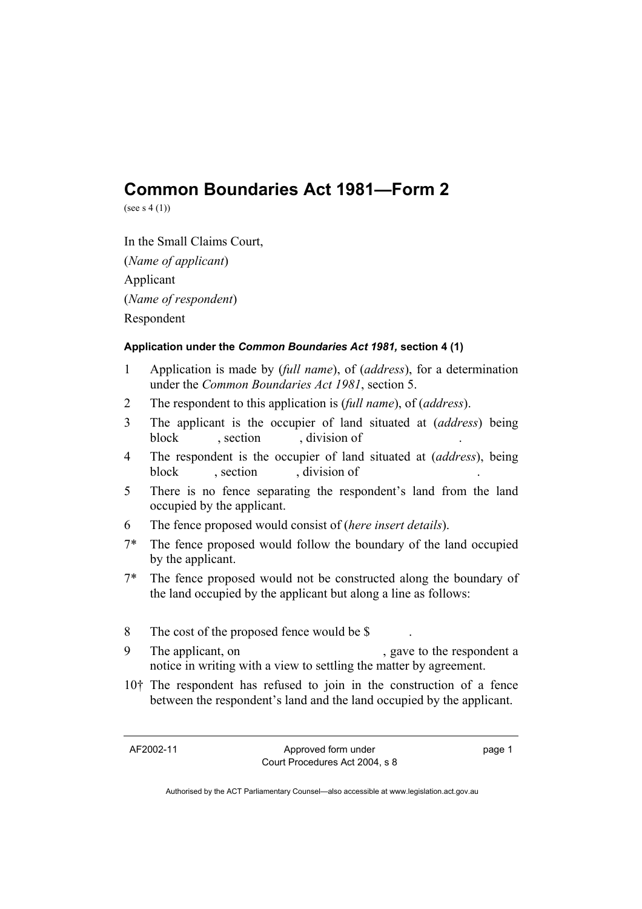# Common Boundaries Act 1981—Form 2

(see s 4 (1))

In the Small Claims Court,

(*Name of applicant*)

Applicant

(*Name of respondent*)

Respondent

### Application under the *Common Boundaries Act 1981,* section 4 (1)

1 Application is made by (*full name*), of (*address*), for a determination under the *Common Boundaries Act 1981*, section 5.

2 The respondent to this application is (*full name*), of (*address*).

3 The applicant is the occupier of land situated at (*address*) being block      , section      , division of                  .

4 The respondent is the occupier of land situated at (*address*), being block      , section      , division of                  .

5 There is no fence separating the respondent's land from the land occupied by the applicant.

6 The fence proposed would consist of (*here insert details*).

7* The fence proposed would follow the boundary of the land occupied by the applicant.

7* The fence proposed would not be constructed along the boundary of the land occupied by the applicant but along a line as follows:

8 The cost of the proposed fence would be $      .

9 The applicant, on                              , gave to the respondent a notice in writing with a view to settling the matter by agreement.

10† The respondent has refused to join in the construction of a fence between the respondent's land and the land occupied by the applicant.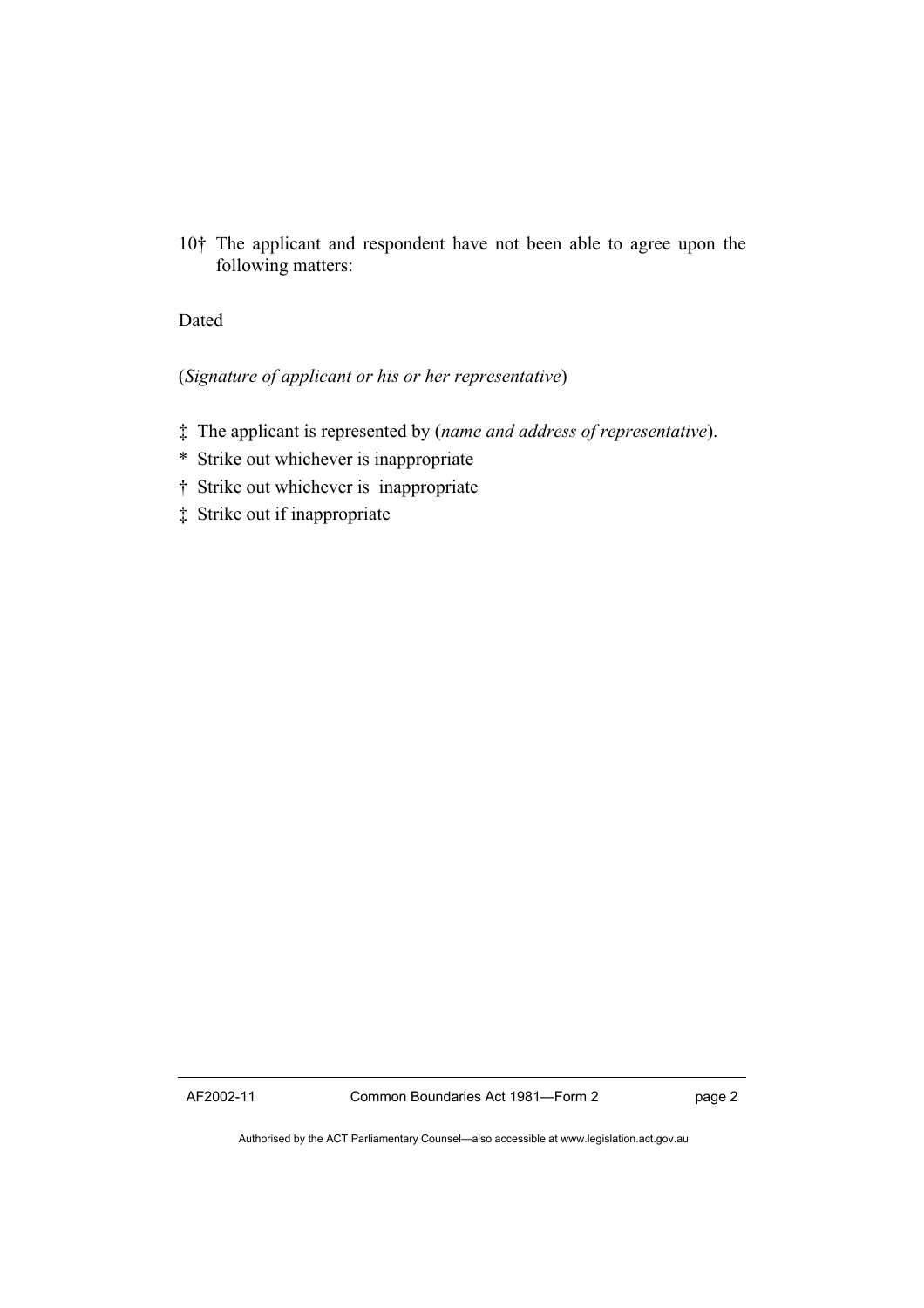10† The applicant and respondent have not been able to agree upon the following matters:

Dated

(*Signature of applicant or his or her representative*)

‡ The applicant is represented by (*name and address of representative*).

\* Strike out whichever is inappropriate

† Strike out whichever is inappropriate

‡ Strike out if inappropriate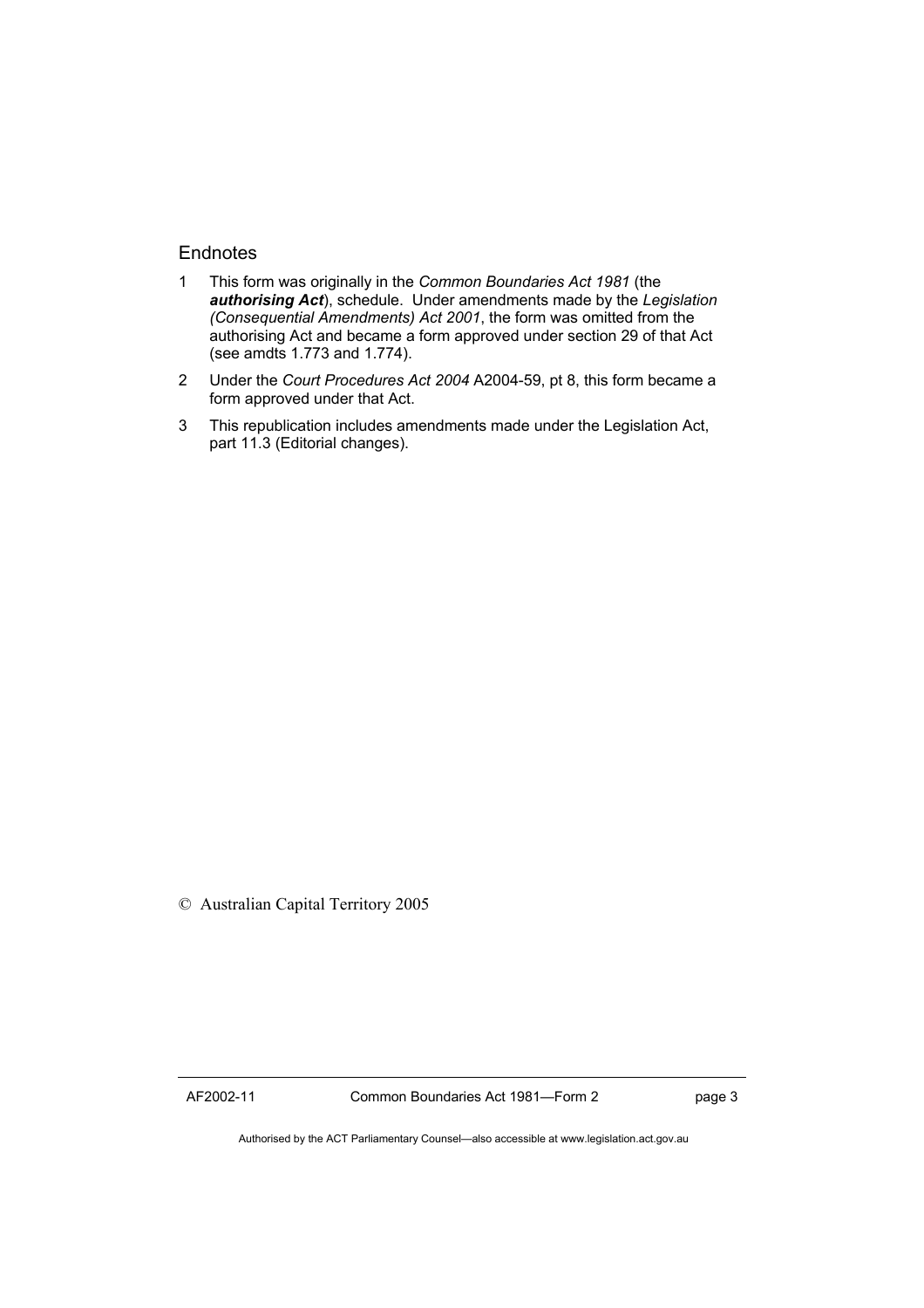## Endnotes

1 This form was originally in the *Common Boundaries Act 1981* (the ***authorising Act***), schedule. Under amendments made by the *Legislation (Consequential Amendments) Act 2001*, the form was omitted from the authorising Act and became a form approved under section 29 of that Act (see amdts 1.773 and 1.774).

2 Under the *Court Procedures Act 2004* A2004-59, pt 8, this form became a form approved under that Act.

3 This republication includes amendments made under the Legislation Act, part 11.3 (Editorial changes).

© Australian Capital Territory 2005